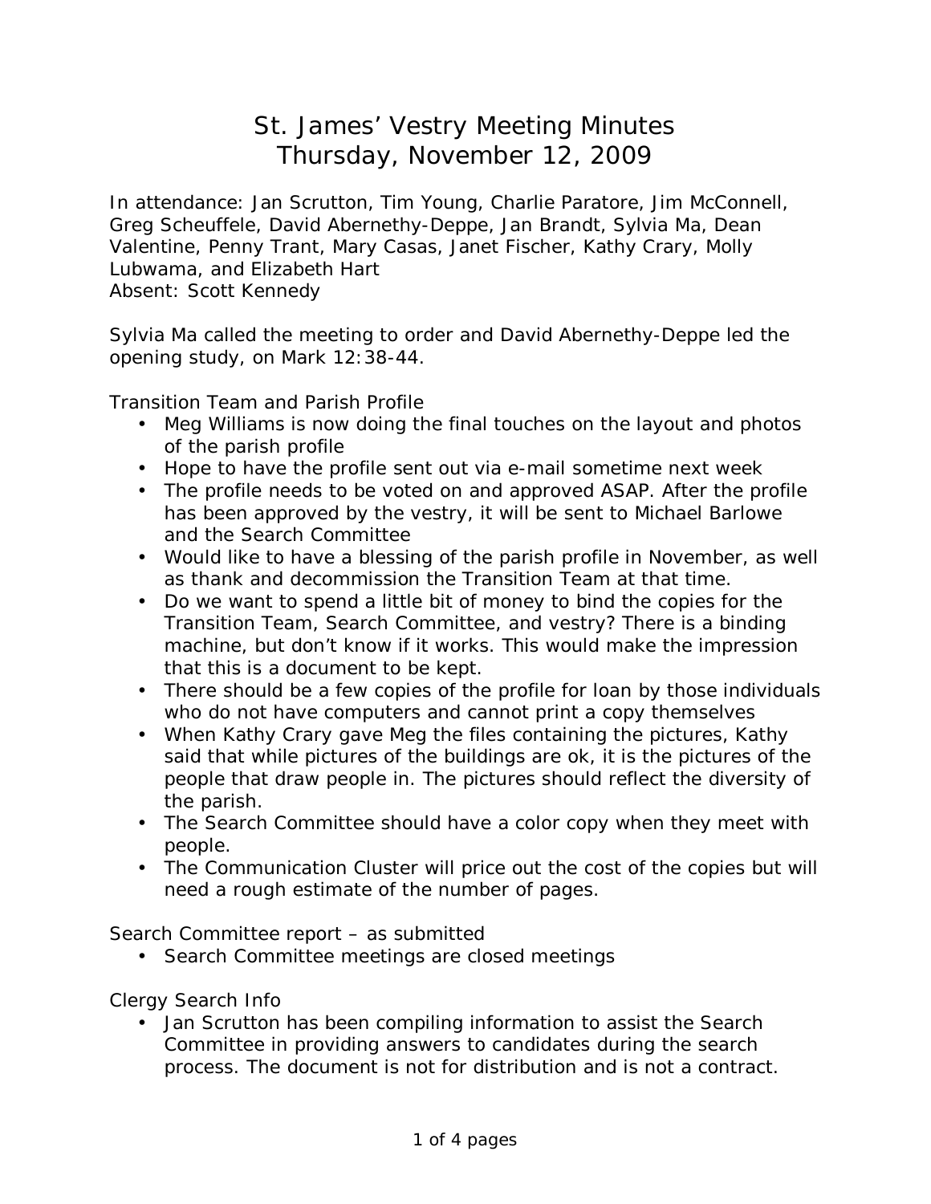# St. James' Vestry Meeting Minutes
# Thursday, November 12, 2009

In attendance: Jan Scrutton, Tim Young, Charlie Paratore, Jim McConnell, Greg Scheuffele, David Abernethy-Deppe, Jan Brandt, Sylvia Ma, Dean Valentine, Penny Trant, Mary Casas, Janet Fischer, Kathy Crary, Molly Lubwama, and Elizabeth Hart
Absent: Scott Kennedy

Sylvia Ma called the meeting to order and David Abernethy-Deppe led the opening study, on Mark 12:38-44.

Transition Team and Parish Profile

- Meg Williams is now doing the final touches on the layout and photos of the parish profile
- Hope to have the profile sent out via e-mail sometime next week
- The profile needs to be voted on and approved ASAP. After the profile has been approved by the vestry, it will be sent to Michael Barlowe and the Search Committee
- Would like to have a blessing of the parish profile in November, as well as thank and decommission the Transition Team at that time.
- Do we want to spend a little bit of money to bind the copies for the Transition Team, Search Committee, and vestry? There is a binding machine, but don't know if it works. This would make the impression that this is a document to be kept.
- There should be a few copies of the profile for loan by those individuals who do not have computers and cannot print a copy themselves
- When Kathy Crary gave Meg the files containing the pictures, Kathy said that while pictures of the buildings are ok, it is the pictures of the people that draw people in. The pictures should reflect the diversity of the parish.
- The Search Committee should have a color copy when they meet with people.
- The Communication Cluster will price out the cost of the copies but will need a rough estimate of the number of pages.

Search Committee report – as submitted

- Search Committee meetings are closed meetings

Clergy Search Info

- Jan Scrutton has been compiling information to assist the Search Committee in providing answers to candidates during the search process. The document is not for distribution and is not a contract.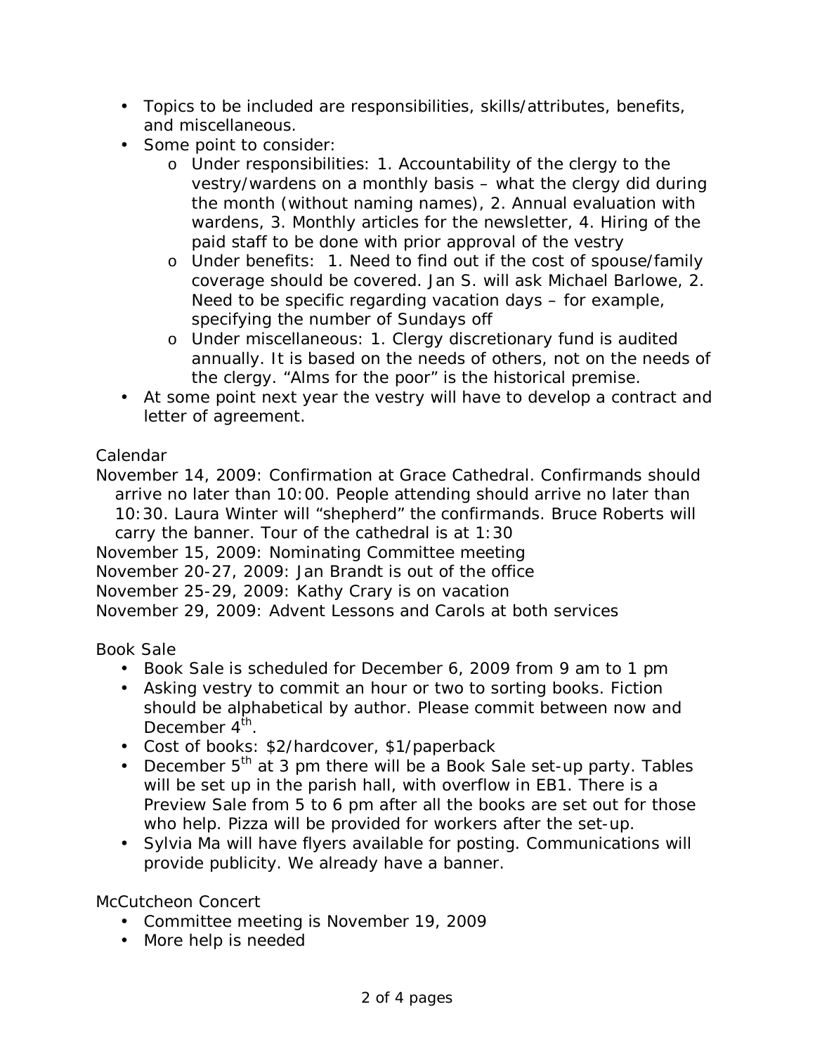- Topics to be included are responsibilities, skills/attributes, benefits, and miscellaneous.
- Some point to consider:
    - Under responsibilities: 1. Accountability of the clergy to the vestry/wardens on a monthly basis – what the clergy did during the month (without naming names), 2. Annual evaluation with wardens, 3. Monthly articles for the newsletter, 4. Hiring of the paid staff to be done with prior approval of the vestry
    - Under benefits: 1. Need to find out if the cost of spouse/family coverage should be covered. Jan S. will ask Michael Barlowe, 2. Need to be specific regarding vacation days – for example, specifying the number of Sundays off
    - Under miscellaneous: 1. Clergy discretionary fund is audited annually. It is based on the needs of others, not on the needs of the clergy. "Alms for the poor" is the historical premise.
- At some point next year the vestry will have to develop a contract and letter of agreement.

Calendar

November 14, 2009: Confirmation at Grace Cathedral. Confirmands should arrive no later than 10:00. People attending should arrive no later than 10:30. Laura Winter will "shepherd" the confirmands. Bruce Roberts will carry the banner. Tour of the cathedral is at 1:30

November 15, 2009: Nominating Committee meeting

November 20-27, 2009: Jan Brandt is out of the office

November 25-29, 2009: Kathy Crary is on vacation

November 29, 2009: Advent Lessons and Carols at both services

Book Sale

- Book Sale is scheduled for December 6, 2009 from 9 am to 1 pm
- Asking vestry to commit an hour or two to sorting books. Fiction should be alphabetical by author. Please commit between now and December 4th.
- Cost of books: $2/hardcover, $1/paperback
- December 5th at 3 pm there will be a Book Sale set-up party. Tables will be set up in the parish hall, with overflow in EB1. There is a Preview Sale from 5 to 6 pm after all the books are set out for those who help. Pizza will be provided for workers after the set-up.
- Sylvia Ma will have flyers available for posting. Communications will provide publicity. We already have a banner.

McCutcheon Concert

- Committee meeting is November 19, 2009
- More help is needed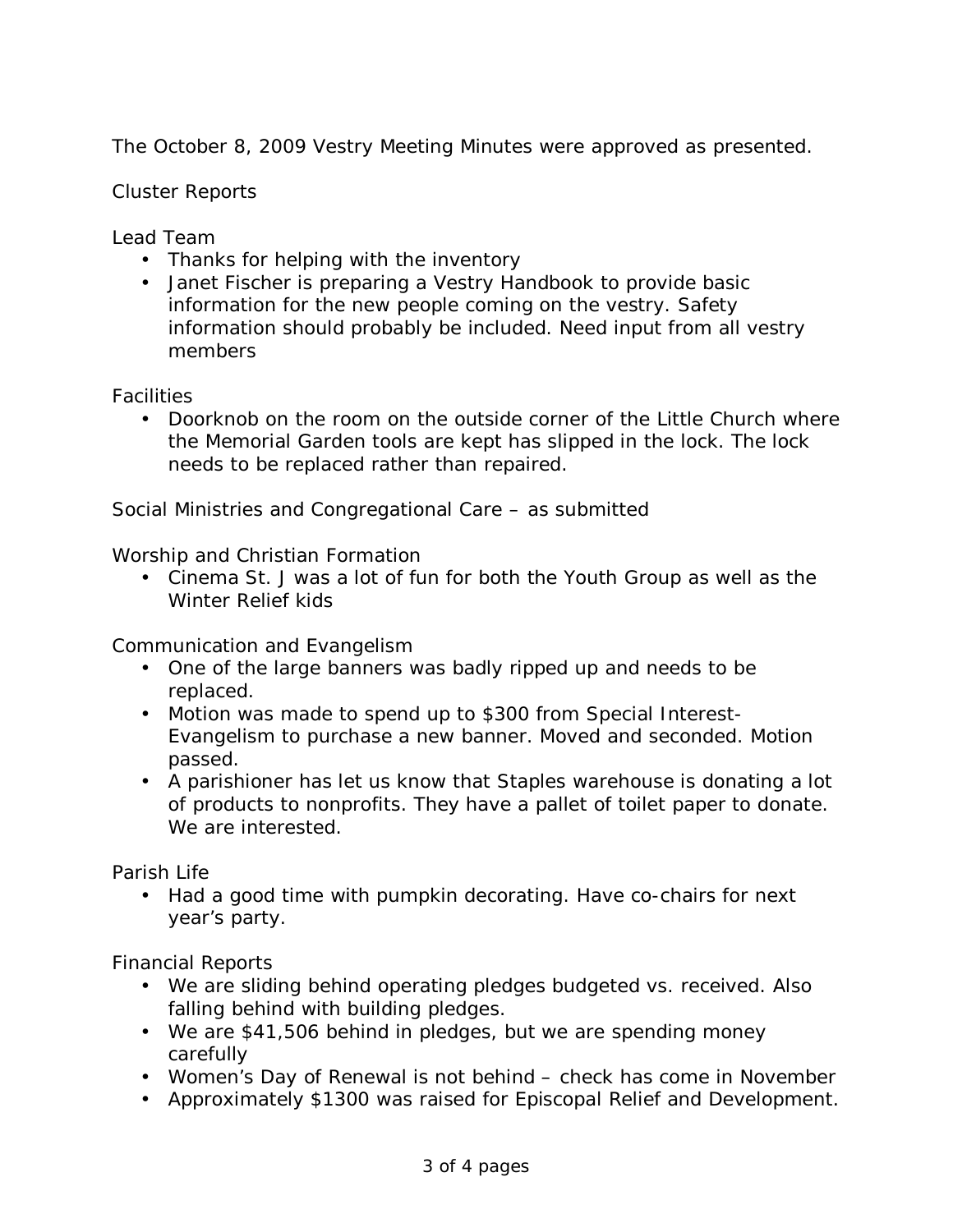The October 8, 2009 Vestry Meeting Minutes were approved as presented.

Cluster Reports

Lead Team

- Thanks for helping with the inventory
- Janet Fischer is preparing a Vestry Handbook to provide basic information for the new people coming on the vestry. Safety information should probably be included. Need input from all vestry members

Facilities

- Doorknob on the room on the outside corner of the Little Church where the Memorial Garden tools are kept has slipped in the lock. The lock needs to be replaced rather than repaired.

Social Ministries and Congregational Care – as submitted

Worship and Christian Formation

- Cinema St. J was a lot of fun for both the Youth Group as well as the Winter Relief kids

Communication and Evangelism

- One of the large banners was badly ripped up and needs to be replaced.
- Motion was made to spend up to $300 from Special Interest-Evangelism to purchase a new banner. Moved and seconded. Motion passed.
- A parishioner has let us know that Staples warehouse is donating a lot of products to nonprofits. They have a pallet of toilet paper to donate. We are interested.

Parish Life

- Had a good time with pumpkin decorating. Have co-chairs for next year's party.

Financial Reports

- We are sliding behind operating pledges budgeted vs. received. Also falling behind with building pledges.
- We are $41,506 behind in pledges, but we are spending money carefully
- Women's Day of Renewal is not behind – check has come in November
- Approximately $1300 was raised for Episcopal Relief and Development.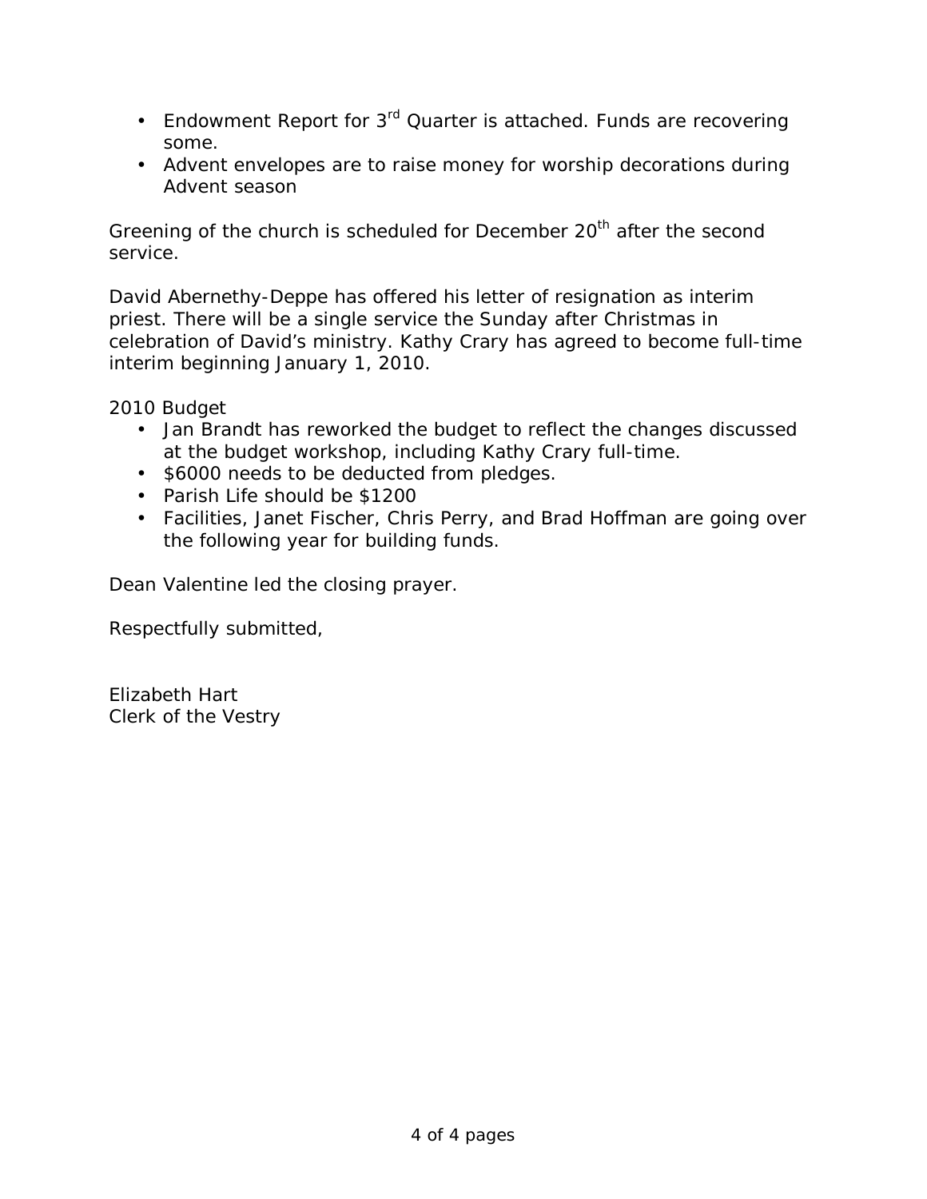- Endowment Report for 3rd Quarter is attached. Funds are recovering some.
- Advent envelopes are to raise money for worship decorations during Advent season

Greening of the church is scheduled for December 20th after the second service.

David Abernethy-Deppe has offered his letter of resignation as interim priest. There will be a single service the Sunday after Christmas in celebration of David's ministry. Kathy Crary has agreed to become full-time interim beginning January 1, 2010.

2010 Budget

- Jan Brandt has reworked the budget to reflect the changes discussed at the budget workshop, including Kathy Crary full-time.
- $6000 needs to be deducted from pledges.
- Parish Life should be $1200
- Facilities, Janet Fischer, Chris Perry, and Brad Hoffman are going over the following year for building funds.

Dean Valentine led the closing prayer.

Respectfully submitted,

Elizabeth Hart
Clerk of the Vestry